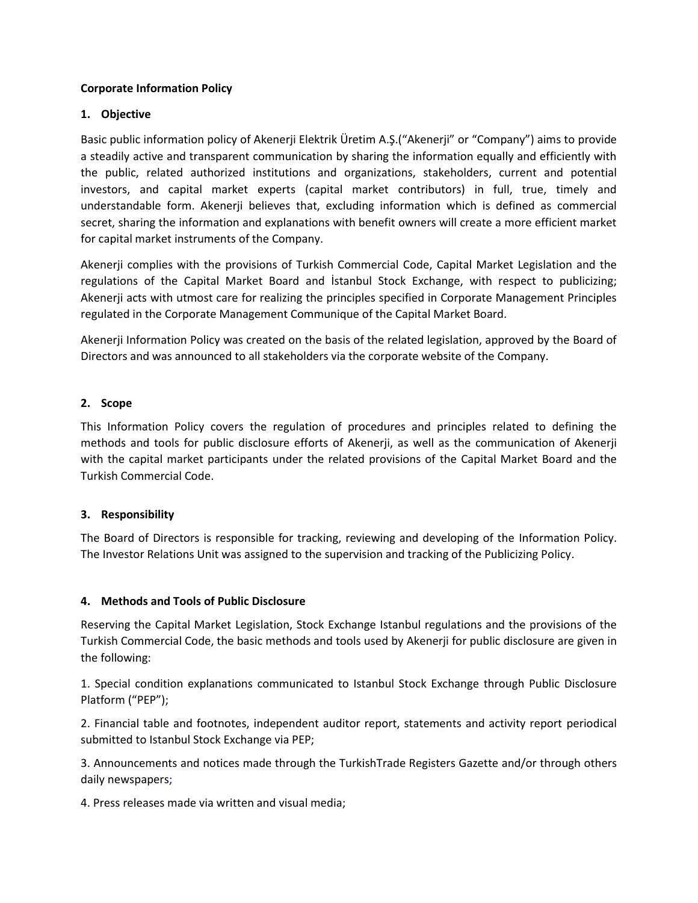**Corporate Information Policy**

## 1. Objective

Basic public information policy of Akenerji Elektrik Üretim A.Ş.("Akenerji" or "Company") aims to provide a steadily active and transparent communication by sharing the information equally and efficiently with the public, related authorized institutions and organizations, stakeholders, current and potential investors, and capital market experts (capital market contributors) in full, true, timely and understandable form. Akenerji believes that, excluding information which is defined as commercial secret, sharing the information and explanations with benefit owners will create a more efficient market for capital market instruments of the Company.

Akenerji complies with the provisions of Turkish Commercial Code, Capital Market Legislation and the regulations of the Capital Market Board and İstanbul Stock Exchange, with respect to publicizing; Akenerji acts with utmost care for realizing the principles specified in Corporate Management Principles regulated in the Corporate Management Communique of the Capital Market Board.

Akenerji Information Policy was created on the basis of the related legislation, approved by the Board of Directors and was announced to all stakeholders via the corporate website of the Company.

## 2. Scope

This Information Policy covers the regulation of procedures and principles related to defining the methods and tools for public disclosure efforts of Akenerji, as well as the communication of Akenerji with the capital market participants under the related provisions of the Capital Market Board and the Turkish Commercial Code.

## 3. Responsibility

The Board of Directors is responsible for tracking, reviewing and developing of the Information Policy. The Investor Relations Unit was assigned to the supervision and tracking of the Publicizing Policy.

## 4. Methods and Tools of Public Disclosure

Reserving the Capital Market Legislation, Stock Exchange Istanbul regulations and the provisions of the Turkish Commercial Code, the basic methods and tools used by Akenerji for public disclosure are given in the following:

1. Special condition explanations communicated to Istanbul Stock Exchange through Public Disclosure Platform ("PEP");

2. Financial table and footnotes, independent auditor report, statements and activity report periodical submitted to Istanbul Stock Exchange via PEP;

3. Announcements and notices made through the TurkishTrade Registers Gazette and/or through others daily newspapers;

4. Press releases made via written and visual media;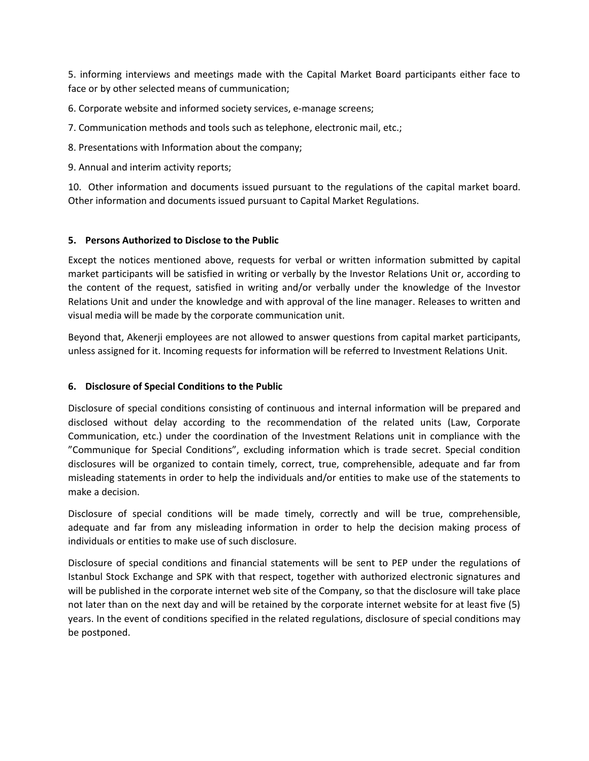5. informing interviews and meetings made with the Capital Market Board participants either face to face or by other selected means of cummunication;

6. Corporate website and informed society services, e-manage screens;

7. Communication methods and tools such as telephone, electronic mail, etc.;

8. Presentations with Information about the company;

9. Annual and interim activity reports;

10. Other information and documents issued pursuant to the regulations of the capital market board. Other information and documents issued pursuant to Capital Market Regulations.

## 5. Persons Authorized to Disclose to the Public

Except the notices mentioned above, requests for verbal or written information submitted by capital market participants will be satisfied in writing or verbally by the Investor Relations Unit or, according to the content of the request, satisfied in writing and/or verbally under the knowledge of the Investor Relations Unit and under the knowledge and with approval of the line manager. Releases to written and visual media will be made by the corporate communication unit.

Beyond that, Akenerji employees are not allowed to answer questions from capital market participants, unless assigned for it. Incoming requests for information will be referred to Investment Relations Unit.

## 6. Disclosure of Special Conditions to the Public

Disclosure of special conditions consisting of continuous and internal information will be prepared and disclosed without delay according to the recommendation of the related units (Law, Corporate Communication, etc.) under the coordination of the Investment Relations unit in compliance with the "Communique for Special Conditions", excluding information which is trade secret. Special condition disclosures will be organized to contain timely, correct, true, comprehensible, adequate and far from misleading statements in order to help the individuals and/or entities to make use of the statements to make a decision.

Disclosure of special conditions will be made timely, correctly and will be true, comprehensible, adequate and far from any misleading information in order to help the decision making process of individuals or entities to make use of such disclosure.

Disclosure of special conditions and financial statements will be sent to PEP under the regulations of Istanbul Stock Exchange and SPK with that respect, together with authorized electronic signatures and will be published in the corporate internet web site of the Company, so that the disclosure will take place not later than on the next day and will be retained by the corporate internet website for at least five (5) years. In the event of conditions specified in the related regulations, disclosure of special conditions may be postponed.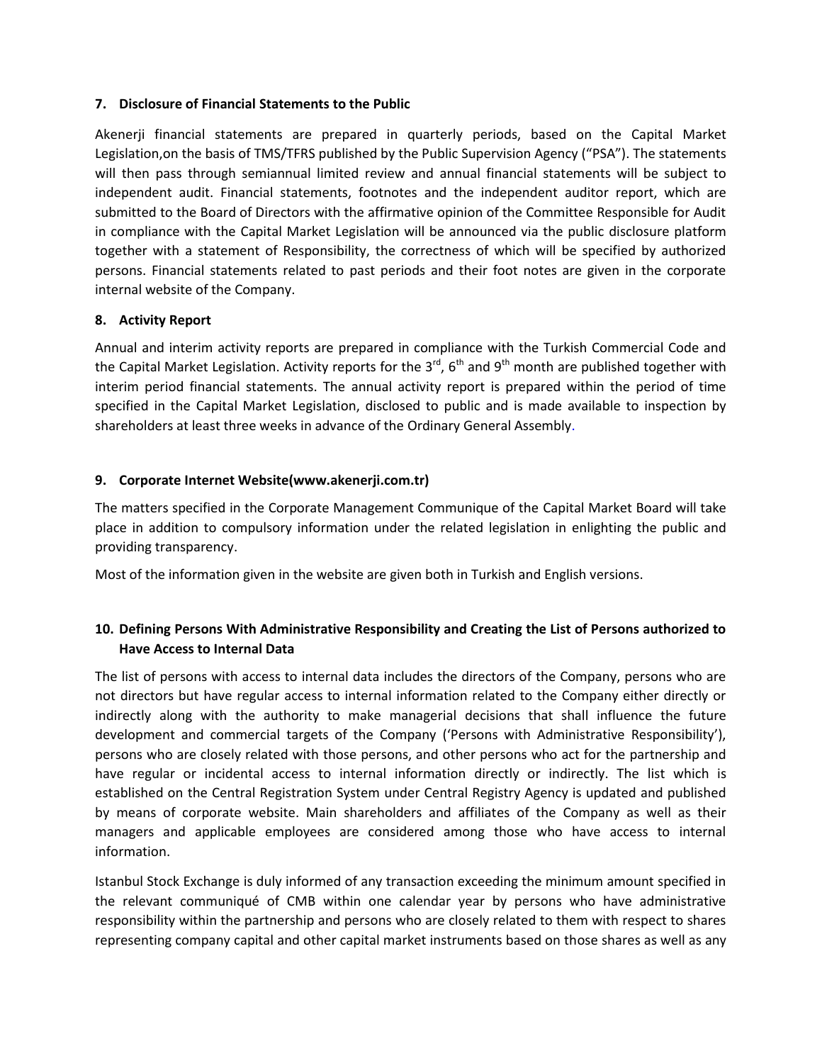## 7. Disclosure of Financial Statements to the Public

Akenerji financial statements are prepared in quarterly periods, based on the Capital Market Legislation,on the basis of TMS/TFRS published by the Public Supervision Agency ("PSA"). The statements will then pass through semiannual limited review and annual financial statements will be subject to independent audit. Financial statements, footnotes and the independent auditor report, which are submitted to the Board of Directors with the affirmative opinion of the Committee Responsible for Audit in compliance with the Capital Market Legislation will be announced via the public disclosure platform together with a statement of Responsibility, the correctness of which will be specified by authorized persons. Financial statements related to past periods and their foot notes are given in the corporate internal website of the Company.

## 8. Activity Report

Annual and interim activity reports are prepared in compliance with the Turkish Commercial Code and the Capital Market Legislation. Activity reports for the 3rd, 6th and 9th month are published together with interim period financial statements. The annual activity report is prepared within the period of time specified in the Capital Market Legislation, disclosed to public and is made available to inspection by shareholders at least three weeks in advance of the Ordinary General Assembly.

## 9. Corporate Internet Website(www.akenerji.com.tr)

The matters specified in the Corporate Management Communique of the Capital Market Board will take place in addition to compulsory information under the related legislation in enlighting the public and providing transparency.

Most of the information given in the website are given both in Turkish and English versions.

## 10. Defining Persons With Administrative Responsibility and Creating the List of Persons authorized to Have Access to Internal Data

The list of persons with access to internal data includes the directors of the Company, persons who are not directors but have regular access to internal information related to the Company either directly or indirectly along with the authority to make managerial decisions that shall influence the future development and commercial targets of the Company ('Persons with Administrative Responsibility'), persons who are closely related with those persons, and other persons who act for the partnership and have regular or incidental access to internal information directly or indirectly. The list which is established on the Central Registration System under Central Registry Agency is updated and published by means of corporate website. Main shareholders and affiliates of the Company as well as their managers and applicable employees are considered among those who have access to internal information.

Istanbul Stock Exchange is duly informed of any transaction exceeding the minimum amount specified in the relevant communiqué of CMB within one calendar year by persons who have administrative responsibility within the partnership and persons who are closely related to them with respect to shares representing company capital and other capital market instruments based on those shares as well as any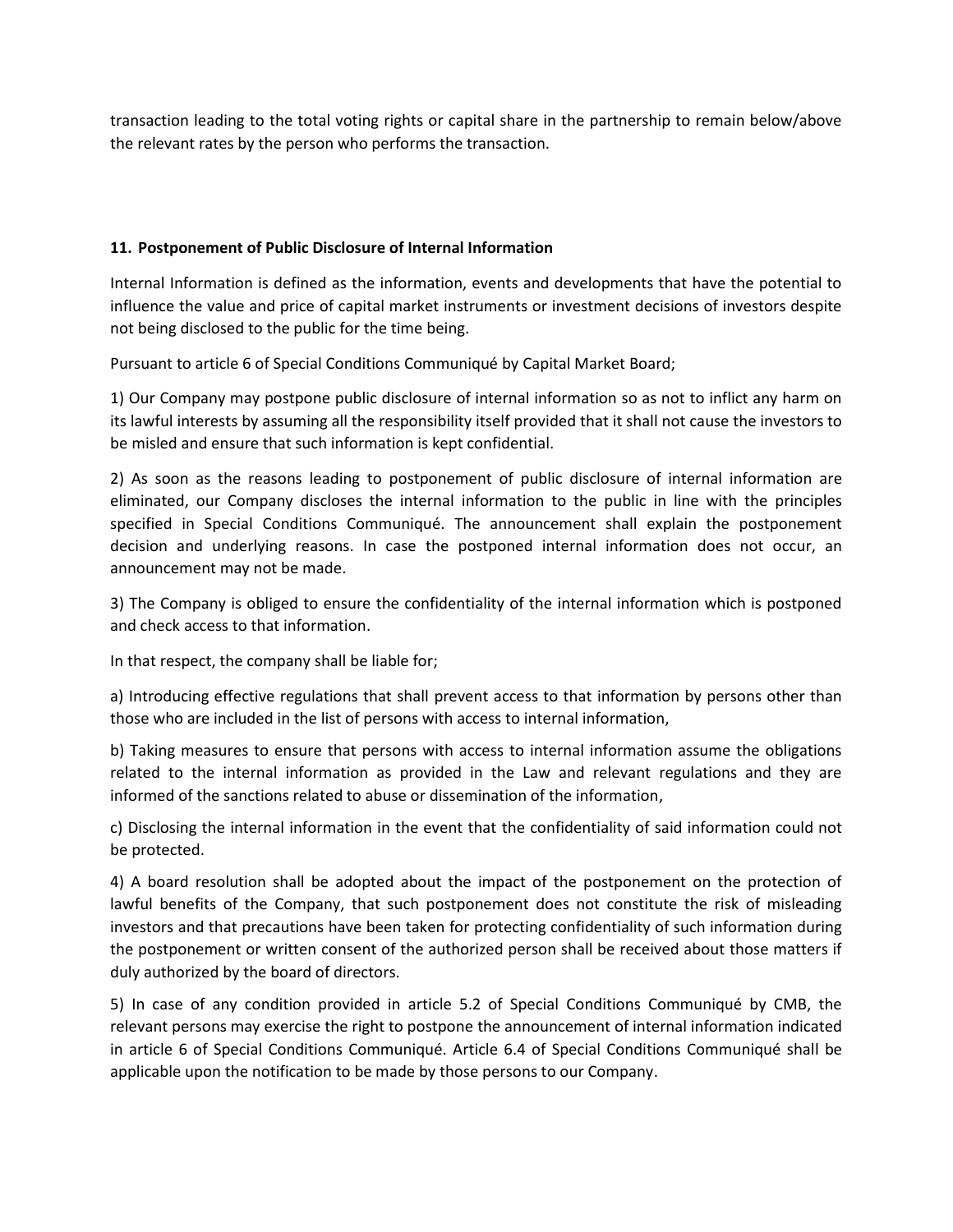transaction leading to the total voting rights or capital share in the partnership to remain below/above the relevant rates by the person who performs the transaction.

## 11. Postponement of Public Disclosure of Internal Information

Internal Information is defined as the information, events and developments that have the potential to influence the value and price of capital market instruments or investment decisions of investors despite not being disclosed to the public for the time being.

Pursuant to article 6 of Special Conditions Communiqué by Capital Market Board;

1) Our Company may postpone public disclosure of internal information so as not to inflict any harm on its lawful interests by assuming all the responsibility itself provided that it shall not cause the investors to be misled and ensure that such information is kept confidential.

2) As soon as the reasons leading to postponement of public disclosure of internal information are eliminated, our Company discloses the internal information to the public in line with the principles specified in Special Conditions Communiqué. The announcement shall explain the postponement decision and underlying reasons. In case the postponed internal information does not occur, an announcement may not be made.

3) The Company is obliged to ensure the confidentiality of the internal information which is postponed and check access to that information.

In that respect, the company shall be liable for;

a) Introducing effective regulations that shall prevent access to that information by persons other than those who are included in the list of persons with access to internal information,

b) Taking measures to ensure that persons with access to internal information assume the obligations related to the internal information as provided in the Law and relevant regulations and they are informed of the sanctions related to abuse or dissemination of the information,

c) Disclosing the internal information in the event that the confidentiality of said information could not be protected.

4) A board resolution shall be adopted about the impact of the postponement on the protection of lawful benefits of the Company, that such postponement does not constitute the risk of misleading investors and that precautions have been taken for protecting confidentiality of such information during the postponement or written consent of the authorized person shall be received about those matters if duly authorized by the board of directors.

5) In case of any condition provided in article 5.2 of Special Conditions Communiqué by CMB, the relevant persons may exercise the right to postpone the announcement of internal information indicated in article 6 of Special Conditions Communiqué. Article 6.4 of Special Conditions Communiqué shall be applicable upon the notification to be made by those persons to our Company.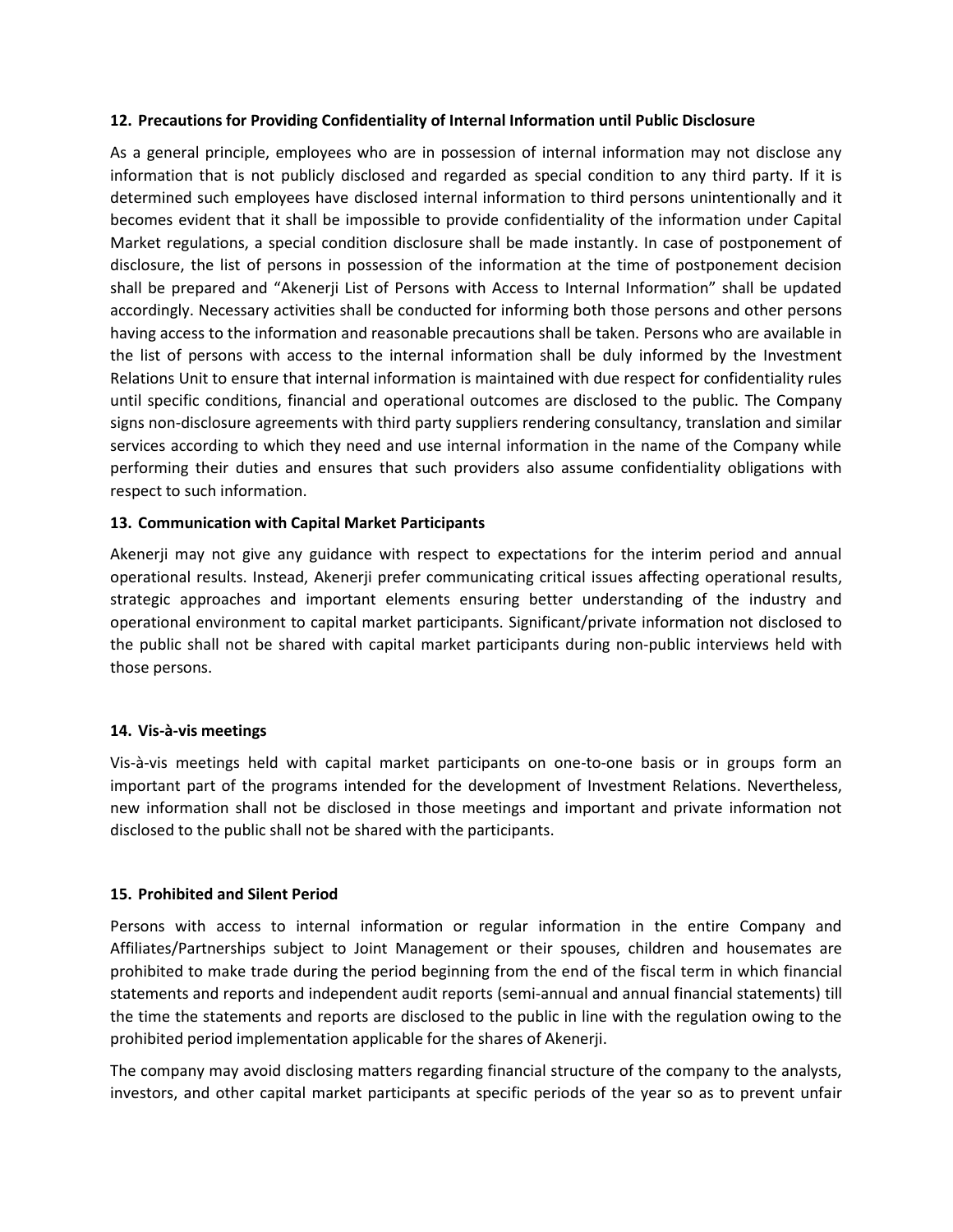## 12. Precautions for Providing Confidentiality of Internal Information until Public Disclosure

As a general principle, employees who are in possession of internal information may not disclose any information that is not publicly disclosed and regarded as special condition to any third party. If it is determined such employees have disclosed internal information to third persons unintentionally and it becomes evident that it shall be impossible to provide confidentiality of the information under Capital Market regulations, a special condition disclosure shall be made instantly. In case of postponement of disclosure, the list of persons in possession of the information at the time of postponement decision shall be prepared and "Akenerji List of Persons with Access to Internal Information" shall be updated accordingly. Necessary activities shall be conducted for informing both those persons and other persons having access to the information and reasonable precautions shall be taken. Persons who are available in the list of persons with access to the internal information shall be duly informed by the Investment Relations Unit to ensure that internal information is maintained with due respect for confidentiality rules until specific conditions, financial and operational outcomes are disclosed to the public. The Company signs non-disclosure agreements with third party suppliers rendering consultancy, translation and similar services according to which they need and use internal information in the name of the Company while performing their duties and ensures that such providers also assume confidentiality obligations with respect to such information.

## 13. Communication with Capital Market Participants

Akenerji may not give any guidance with respect to expectations for the interim period and annual operational results. Instead, Akenerji prefer communicating critical issues affecting operational results, strategic approaches and important elements ensuring better understanding of the industry and operational environment to capital market participants. Significant/private information not disclosed to the public shall not be shared with capital market participants during non-public interviews held with those persons.

## 14. Vis-à-vis meetings

Vis-à-vis meetings held with capital market participants on one-to-one basis or in groups form an important part of the programs intended for the development of Investment Relations. Nevertheless, new information shall not be disclosed in those meetings and important and private information not disclosed to the public shall not be shared with the participants.

## 15. Prohibited and Silent Period

Persons with access to internal information or regular information in the entire Company and Affiliates/Partnerships subject to Joint Management or their spouses, children and housemates are prohibited to make trade during the period beginning from the end of the fiscal term in which financial statements and reports and independent audit reports (semi-annual and annual financial statements) till the time the statements and reports are disclosed to the public in line with the regulation owing to the prohibited period implementation applicable for the shares of Akenerji.

The company may avoid disclosing matters regarding financial structure of the company to the analysts, investors, and other capital market participants at specific periods of the year so as to prevent unfair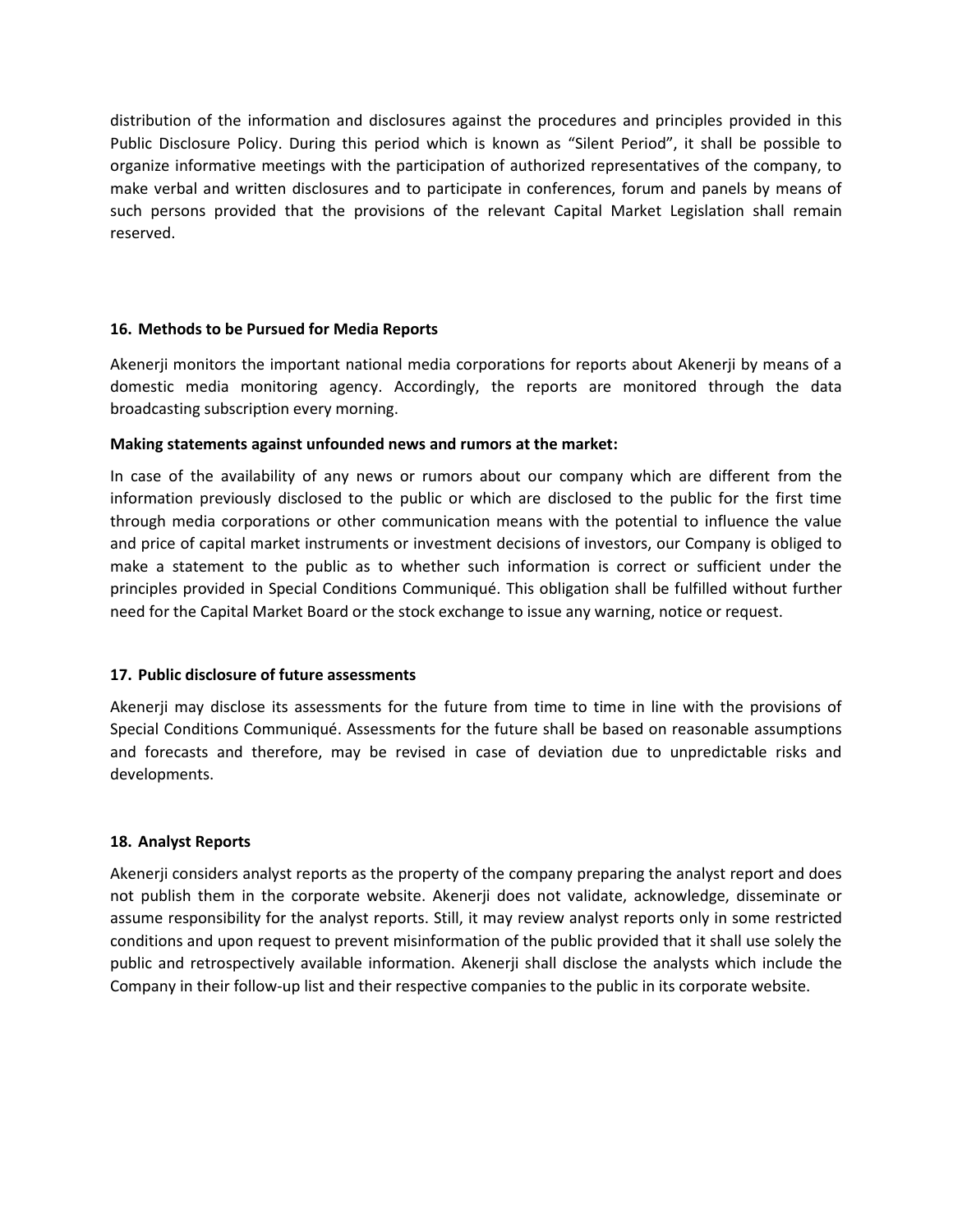distribution of the information and disclosures against the procedures and principles provided in this Public Disclosure Policy. During this period which is known as "Silent Period", it shall be possible to organize informative meetings with the participation of authorized representatives of the company, to make verbal and written disclosures and to participate in conferences, forum and panels by means of such persons provided that the provisions of the relevant Capital Market Legislation shall remain reserved.

## 16. Methods to be Pursued for Media Reports

Akenerji monitors the important national media corporations for reports about Akenerji by means of a domestic media monitoring agency. Accordingly, the reports are monitored through the data broadcasting subscription every morning.

**Making statements against unfounded news and rumors at the market:**

In case of the availability of any news or rumors about our company which are different from the information previously disclosed to the public or which are disclosed to the public for the first time through media corporations or other communication means with the potential to influence the value and price of capital market instruments or investment decisions of investors, our Company is obliged to make a statement to the public as to whether such information is correct or sufficient under the principles provided in Special Conditions Communiqué. This obligation shall be fulfilled without further need for the Capital Market Board or the stock exchange to issue any warning, notice or request.

## 17. Public disclosure of future assessments

Akenerji may disclose its assessments for the future from time to time in line with the provisions of Special Conditions Communiqué. Assessments for the future shall be based on reasonable assumptions and forecasts and therefore, may be revised in case of deviation due to unpredictable risks and developments.

## 18. Analyst Reports

Akenerji considers analyst reports as the property of the company preparing the analyst report and does not publish them in the corporate website. Akenerji does not validate, acknowledge, disseminate or assume responsibility for the analyst reports. Still, it may review analyst reports only in some restricted conditions and upon request to prevent misinformation of the public provided that it shall use solely the public and retrospectively available information. Akenerji shall disclose the analysts which include the Company in their follow-up list and their respective companies to the public in its corporate website.